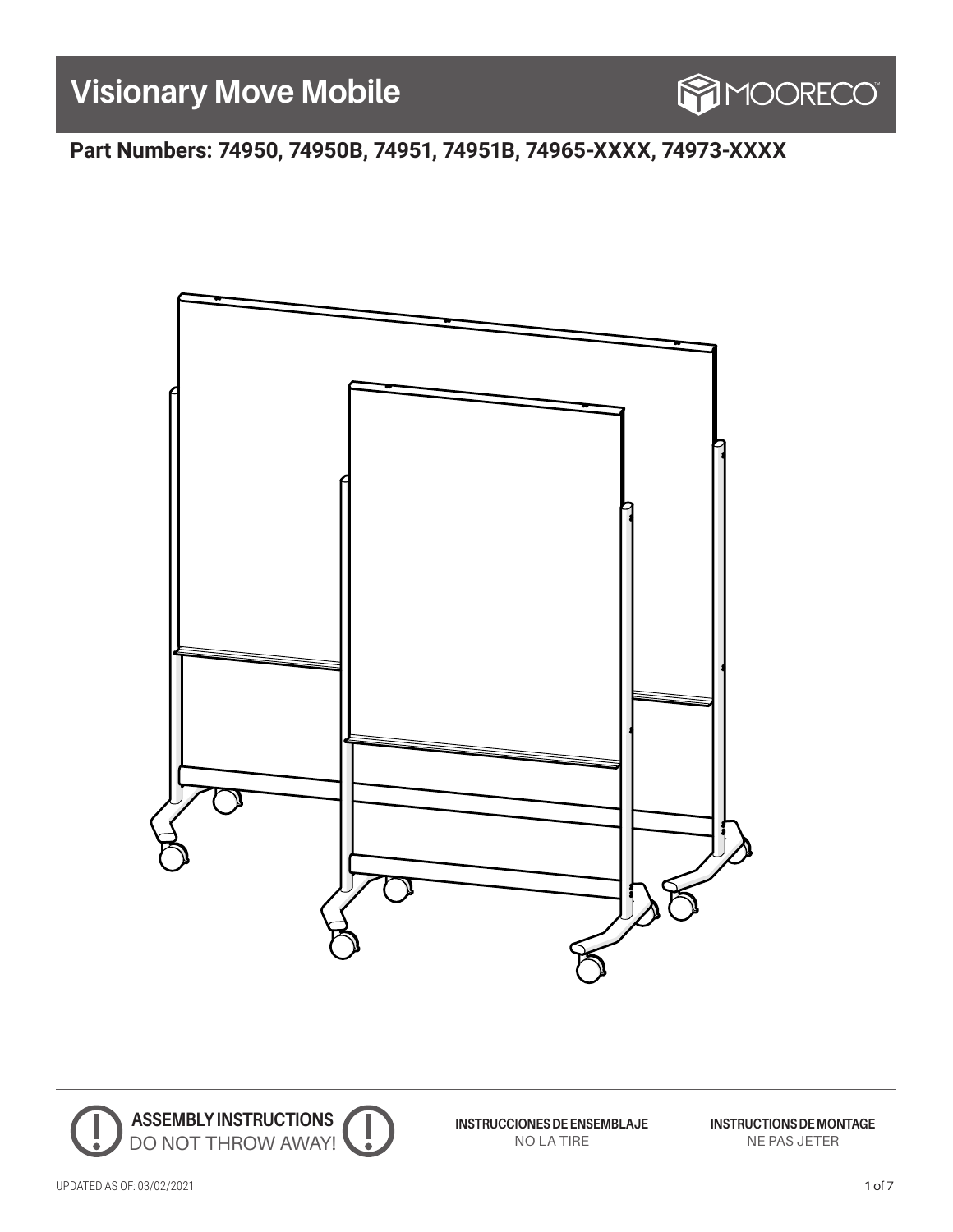# Visionary Move Mobile

MOORECO™

**Part Numbers: 74950, 74950B, 74951, 74951B, 74965-XXXX, 74973-XXXX**

**ASSEMBLY INSTRUCTIONS**
DO NOT THROW AWAY!

**INSTRUCCIONES DE ENSEMBLAJE**
NO LA TIRE

**INSTRUCTIONS DE MONTAGE**
NE PAS JETER

UPDATED AS OF: 03/02/2021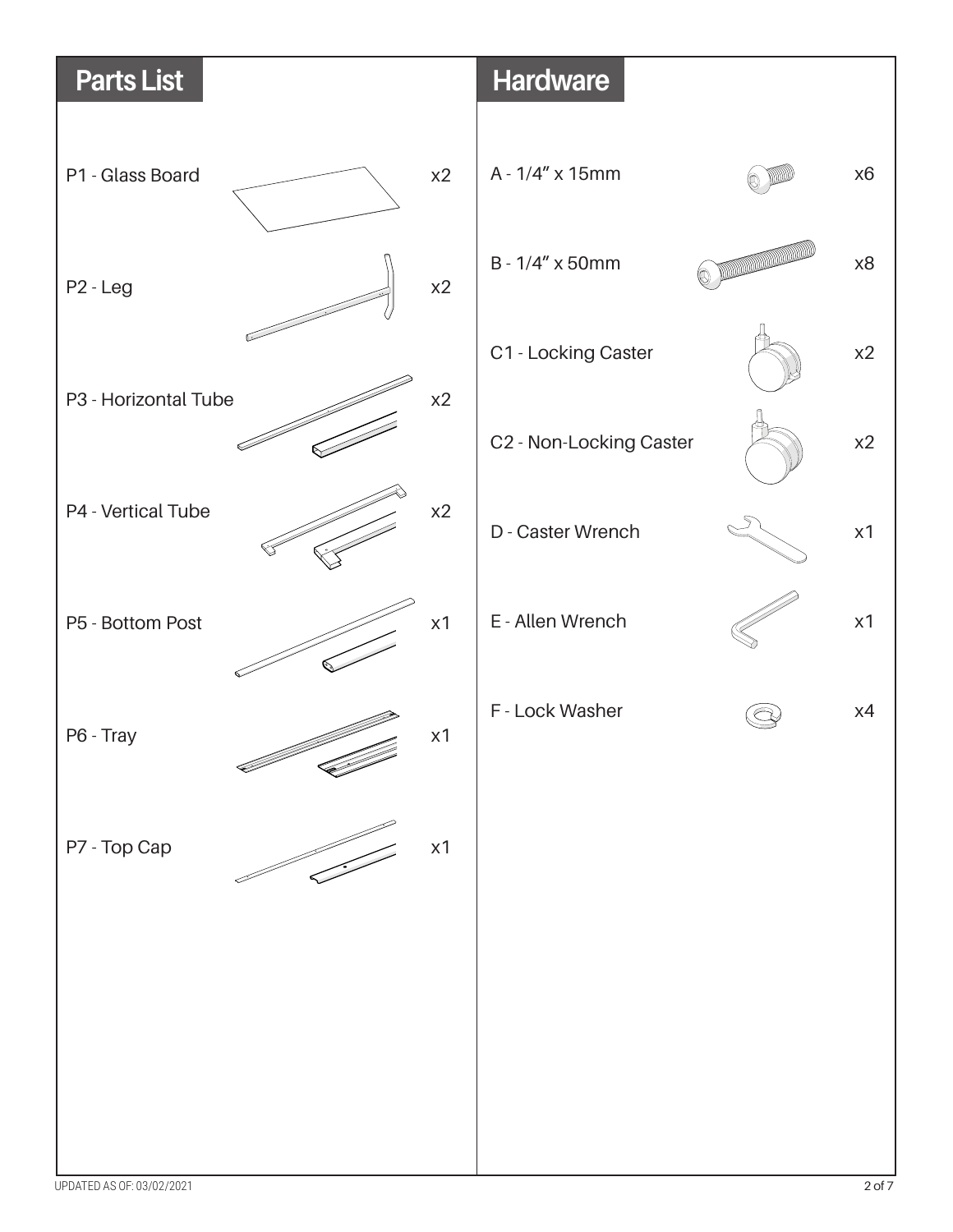## Parts List

| Part | Qty |
| --- | --- |
| P1 - Glass Board | x2 |
| P2 - Leg | x2 |
| P3 - Horizontal Tube | x2 |
| P4 - Vertical Tube | x2 |
| P5 - Bottom Post | x1 |
| P6 - Tray | x1 |
| P7 - Top Cap | x1 |

## Hardware

| Hardware | Qty |
| --- | --- |
| A - 1/4” x 15mm | x6 |
| B - 1/4” x 50mm | x8 |
| C1 - Locking Caster | x2 |
| C2 - Non-Locking Caster | x2 |
| D - Caster Wrench | x1 |
| E - Allen Wrench | x1 |
| F - Lock Washer | x4 |

UPDATED AS OF: 03/02/2021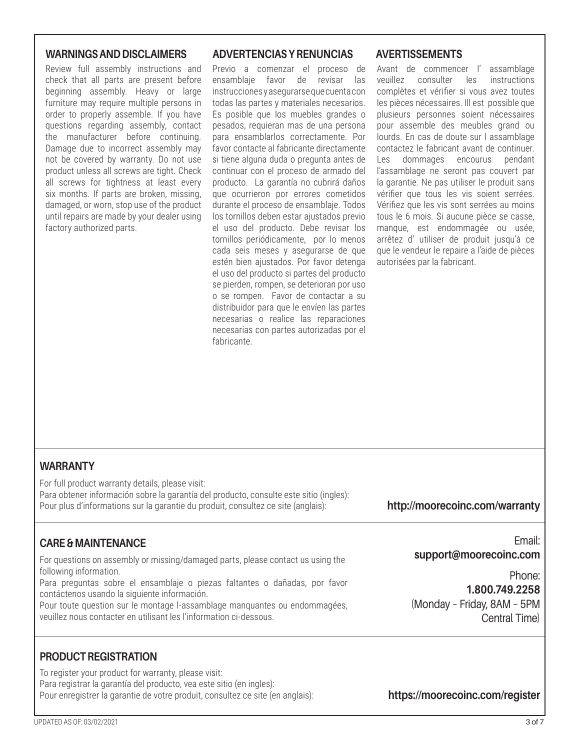## WARNINGS AND DISCLAIMERS

Review full assembly instructions and check that all parts are present before beginning assembly. Heavy or large furniture may require multiple persons in order to properly assemble. If you have questions regarding assembly, contact the manufacturer before continuing. Damage due to incorrect assembly may not be covered by warranty. Do not use product unless all screws are tight. Check all screws for tightness at least every six months. If parts are broken, missing, damaged, or worn, stop use of the product until repairs are made by your dealer using factory authorized parts.

## ADVERTENCIAS Y RENUNCIAS

Previo a comenzar el proceso de ensamblaje favor de revisar las instruccionesyasegurarsequecuentacon todas las partes y materiales necesarios. Es posible que los muebles grandes o pesados, requieran mas de una persona para ensamblarlos correctamente. Por favor contacte al fabricante directamente si tiene alguna duda o pregunta antes de continuar con el proceso de armado del producto. La garantía no cubrirá daños que ocurrieron por errores cometidos durante el proceso de ensamblaje. Todos los tornillos deben estar ajustados previo el uso del producto. Debe revisar los tornillos periódicamente, por lo menos cada seis meses y asegurarse de que estén bien ajustados. Por favor detenga el uso del producto si partes del producto se pierden, rompen, se deterioran por uso o se rompen. Favor de contactar a su distribuidor para que le envíen las partes necesarias o realice las reparaciones necesarias con partes autorizadas por el fabricante.

## AVERTISSEMENTS

Avant de commencer l' assamblage veuillez consulter les instructions complètes et vérifier si vous avez toutes les pièces nécessaires. Ill est possible que plusieurs personnes soient nécessaires pour assemble des meubles grand ou lourds. En cas de doute sur l assamblage contactez le fabricant avant de continuer. Les dommages encourus pendant l'assamblage ne seront pas couvert par la garantie. Ne pas utiliser le produit sans vérifier que tous les vis soient serrées. Vérifiez que les vis sont serrées au moins tous le 6 mois. Si aucune pièce se casse, manque, est endommagée ou usée, arrêtez d' utiliser de produit jusqu'à ce que le vendeur le repaire a l'aide de pièces autorisées par la fabricant.

## WARRANTY

For full product warranty details, please visit:
Para obtener información sobre la garantía del producto, consulte este sitio (ingles):
Pour plus d'informations sur la garantie du produit, consultez ce site (anglais):

**http://moorecoinc.com/warranty**

## CARE & MAINTENANCE

For questions on assembly or missing/damaged parts, please contact us using the following information.
Para preguntas sobre el ensamblaje o piezas faltantes o dañadas, por favor contáctenos usando la siguiente información.
Pour toute question sur le montage l-assamblage manquantes ou endommagées, veuillez nous contacter en utilisant les l'information ci-dessous.

Email:
**support@moorecoinc.com**

Phone:
**1.800.749.2258**
(Monday - Friday, 8AM - 5PM Central Time)

## PRODUCT REGISTRATION

To register your product for warranty, please visit:
Para registrar la garantía del producto, vea este sitio (en ingles):
Pour enregistrer la garantie de votre produit, consultez ce site (en anglais):

**https://moorecoinc.com/register**

UPDATED AS OF: 03/02/2021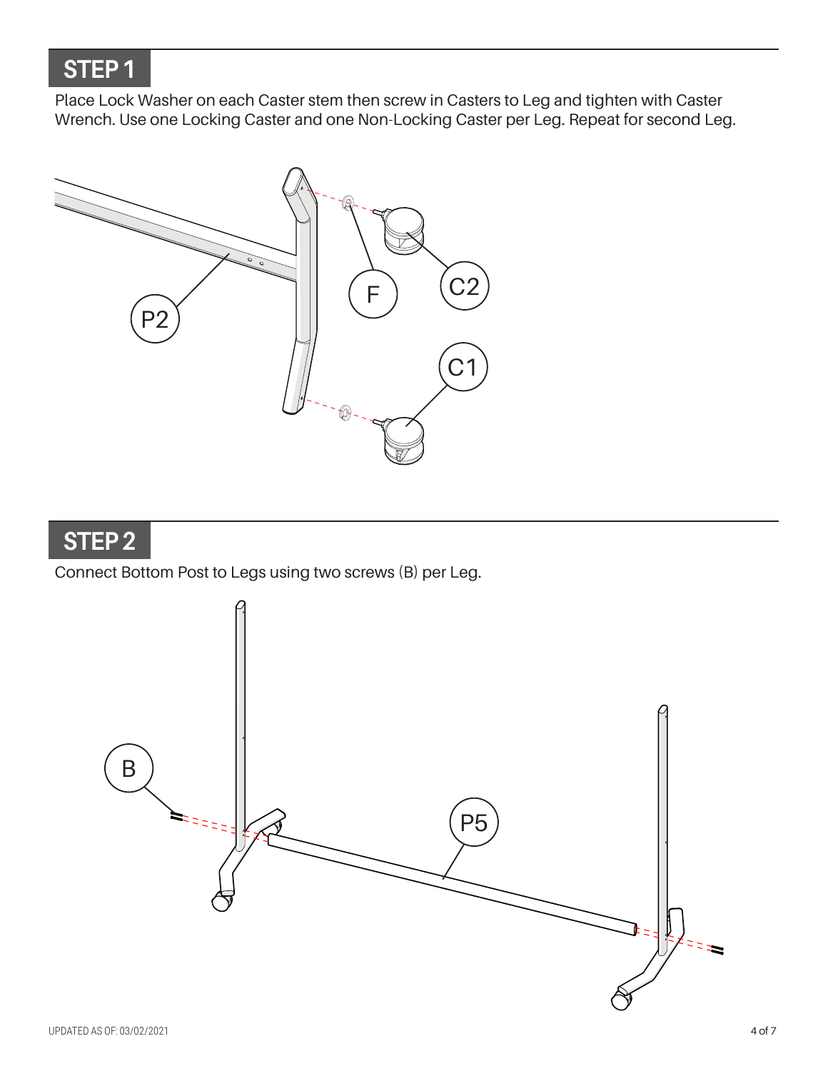## STEP 1

Place Lock Washer on each Caster stem then screw in Casters to Leg and tighten with Caster Wrench. Use one Locking Caster and one Non-Locking Caster per Leg. Repeat for second Leg.

## STEP 2

Connect Bottom Post to Legs using two screws (B) per Leg.

UPDATED AS OF: 03/02/2021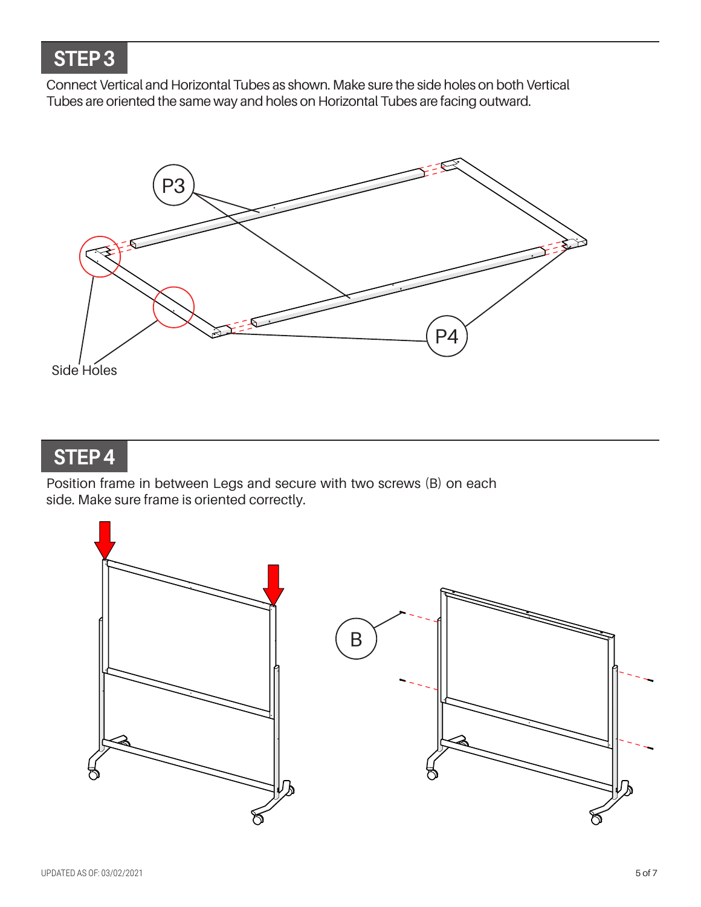## STEP 3

Connect Vertical and Horizontal Tubes as shown. Make sure the side holes on both Vertical Tubes are oriented the same way and holes on Horizontal Tubes are facing outward.

P3

P4

Side Holes

## STEP 4

Position frame in between Legs and secure with two screws (B) on each side. Make sure frame is oriented correctly.

B

UPDATED AS OF: 03/02/2021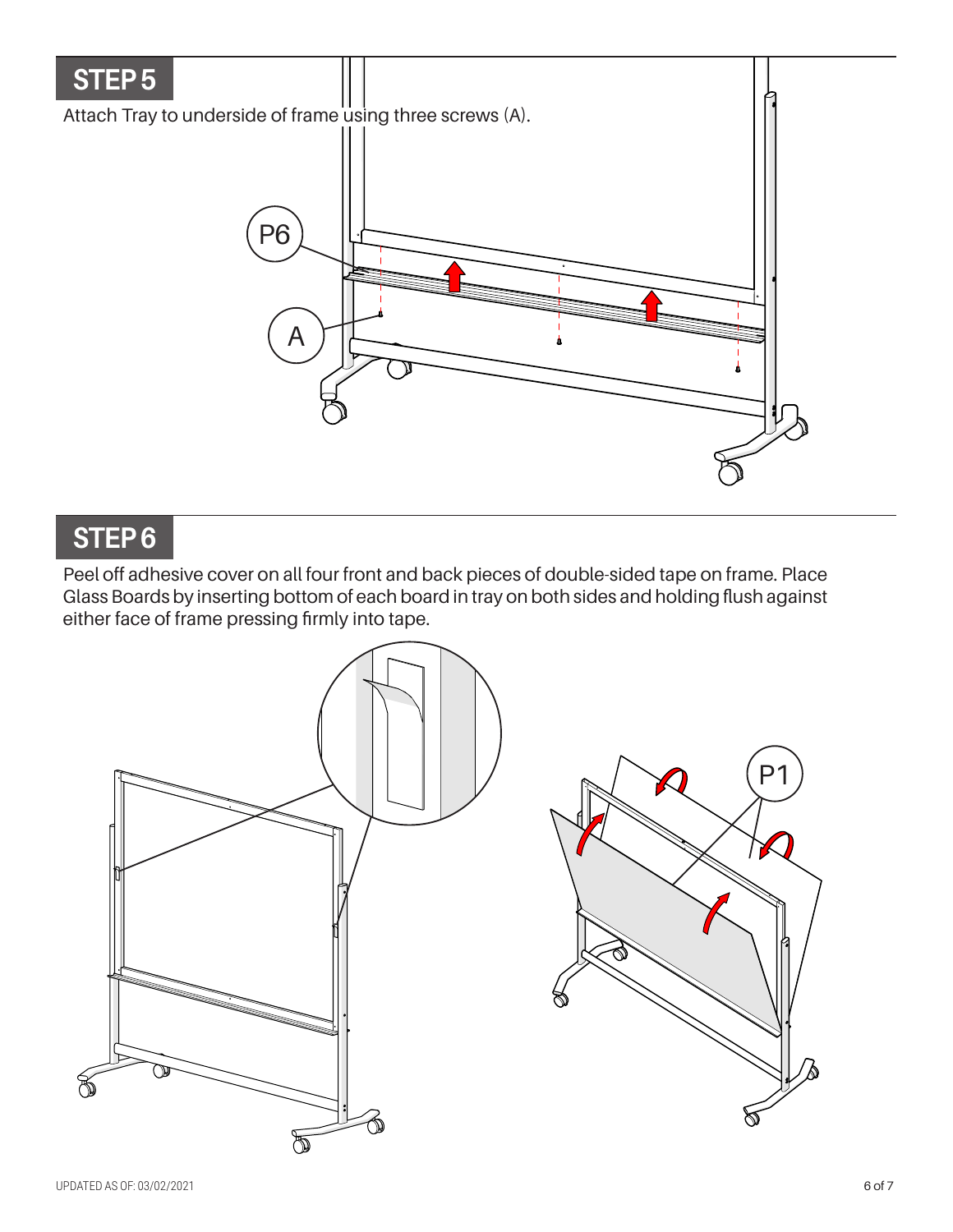## STEP 5

Attach Tray to underside of frame using three screws (A).

## STEP 6

Peel off adhesive cover on all four front and back pieces of double-sided tape on frame. Place Glass Boards by inserting bottom of each board in tray on both sides and holding flush against either face of frame pressing firmly into tape.

UPDATED AS OF: 03/02/2021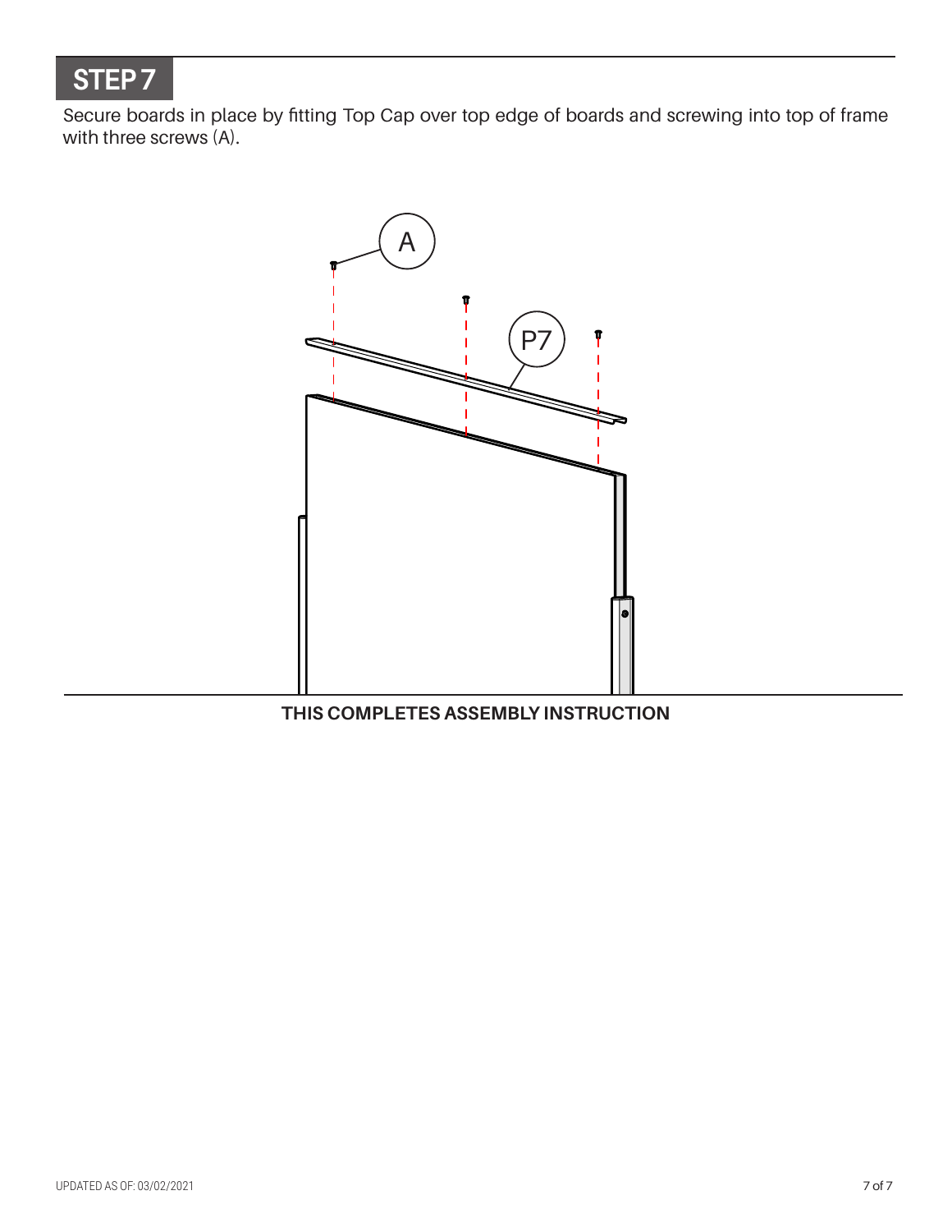## STEP 7

Secure boards in place by fitting Top Cap over top edge of boards and screwing into top of frame with three screws (A).

A

P7

**THIS COMPLETES ASSEMBLY INSTRUCTION**

UPDATED AS OF: 03/02/2021